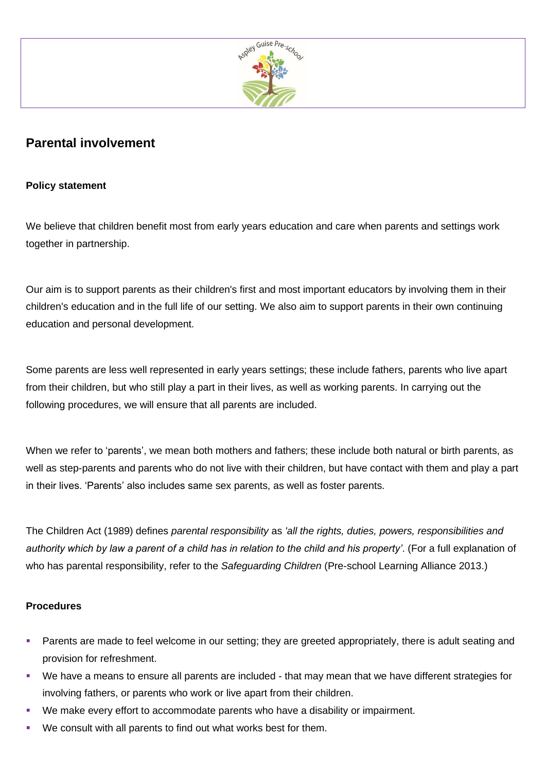## Parental involvement

### Policy statement

We believe that children benefit most from early years education and care when parents and settings work together in partnership.

Our aim is to support parents as their children's first and most important educators by involving them in their children's education and in the full life of our setting. We also aim to support parents in their own continuing education and personal development.

Some parents are less well represented in early years settings; these include fathers, parents who live apart from their children, but who still play a part in their lives, as well as working parents. In carrying out the following procedures, we will ensure that all parents are included.

When we refer to 'parents', we mean both mothers and fathers; these include both natural or birth parents, as well as step-parents and parents who do not live with their children, but have contact with them and play a part in their lives. 'Parents' also includes same sex parents, as well as foster parents.

The Children Act (1989) defines *parental responsibility* as *'all the rights, duties, powers, responsibilities and authority which by law a parent of a child has in relation to the child and his property'*. (For a full explanation of who has parental responsibility, refer to the *Safeguarding Children* (Pre-school Learning Alliance 2013.)

### Procedures

- Parents are made to feel welcome in our setting; they are greeted appropriately, there is adult seating and provision for refreshment.
- We have a means to ensure all parents are included - that may mean that we have different strategies for involving fathers, or parents who work or live apart from their children.
- We make every effort to accommodate parents who have a disability or impairment.
- We consult with all parents to find out what works best for them.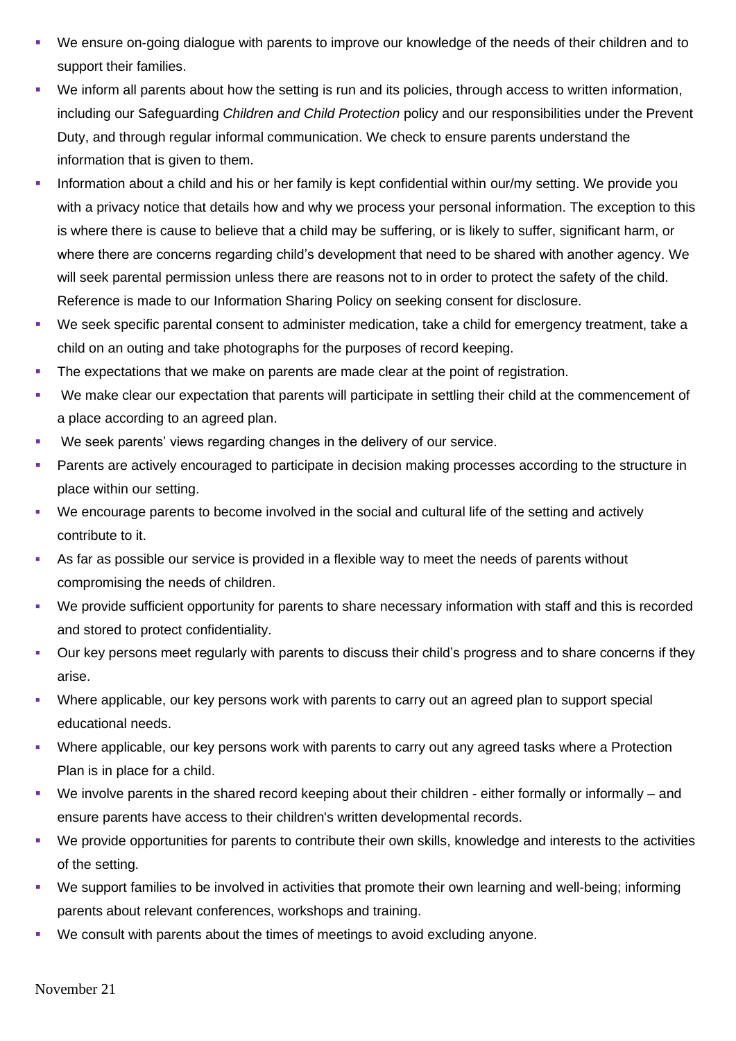- We ensure on-going dialogue with parents to improve our knowledge of the needs of their children and to support their families.
- We inform all parents about how the setting is run and its policies, through access to written information, including our Safeguarding *Children and Child Protection* policy and our responsibilities under the Prevent Duty, and through regular informal communication. We check to ensure parents understand the information that is given to them.
- Information about a child and his or her family is kept confidential within our/my setting. We provide you with a privacy notice that details how and why we process your personal information. The exception to this is where there is cause to believe that a child may be suffering, or is likely to suffer, significant harm, or where there are concerns regarding child's development that need to be shared with another agency. We will seek parental permission unless there are reasons not to in order to protect the safety of the child. Reference is made to our Information Sharing Policy on seeking consent for disclosure.
- We seek specific parental consent to administer medication, take a child for emergency treatment, take a child on an outing and take photographs for the purposes of record keeping.
- The expectations that we make on parents are made clear at the point of registration.
- We make clear our expectation that parents will participate in settling their child at the commencement of a place according to an agreed plan.
- We seek parents' views regarding changes in the delivery of our service.
- Parents are actively encouraged to participate in decision making processes according to the structure in place within our setting.
- We encourage parents to become involved in the social and cultural life of the setting and actively contribute to it.
- As far as possible our service is provided in a flexible way to meet the needs of parents without compromising the needs of children.
- We provide sufficient opportunity for parents to share necessary information with staff and this is recorded and stored to protect confidentiality.
- Our key persons meet regularly with parents to discuss their child's progress and to share concerns if they arise.
- Where applicable, our key persons work with parents to carry out an agreed plan to support special educational needs.
- Where applicable, our key persons work with parents to carry out any agreed tasks where a Protection Plan is in place for a child.
- We involve parents in the shared record keeping about their children - either formally or informally – and ensure parents have access to their children's written developmental records.
- We provide opportunities for parents to contribute their own skills, knowledge and interests to the activities of the setting.
- We support families to be involved in activities that promote their own learning and well-being; informing parents about relevant conferences, workshops and training.
- We consult with parents about the times of meetings to avoid excluding anyone.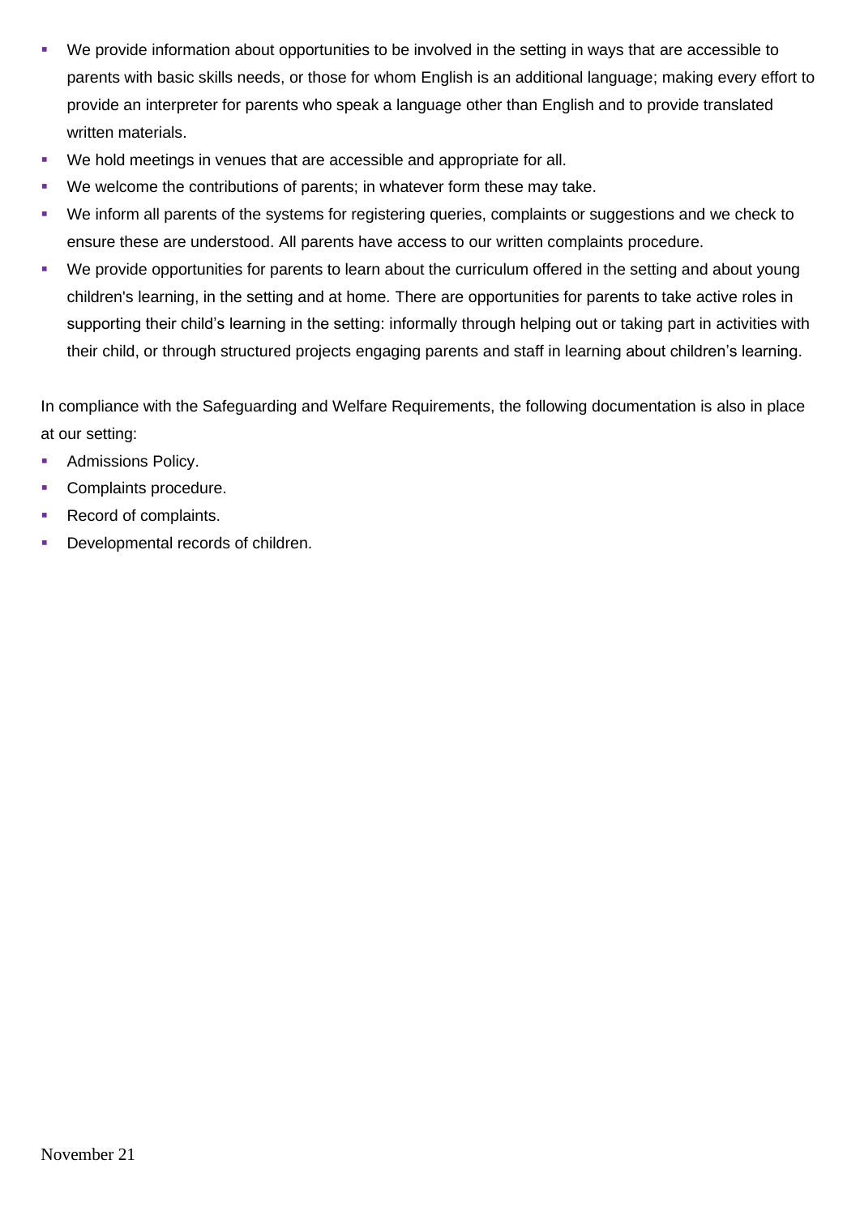- We provide information about opportunities to be involved in the setting in ways that are accessible to parents with basic skills needs, or those for whom English is an additional language; making every effort to provide an interpreter for parents who speak a language other than English and to provide translated written materials.
- We hold meetings in venues that are accessible and appropriate for all.
- We welcome the contributions of parents; in whatever form these may take.
- We inform all parents of the systems for registering queries, complaints or suggestions and we check to ensure these are understood. All parents have access to our written complaints procedure.
- We provide opportunities for parents to learn about the curriculum offered in the setting and about young children's learning, in the setting and at home. There are opportunities for parents to take active roles in supporting their child's learning in the setting: informally through helping out or taking part in activities with their child, or through structured projects engaging parents and staff in learning about children's learning.

In compliance with the Safeguarding and Welfare Requirements, the following documentation is also in place at our setting:

- Admissions Policy.
- Complaints procedure.
- Record of complaints.
- Developmental records of children.

November 21